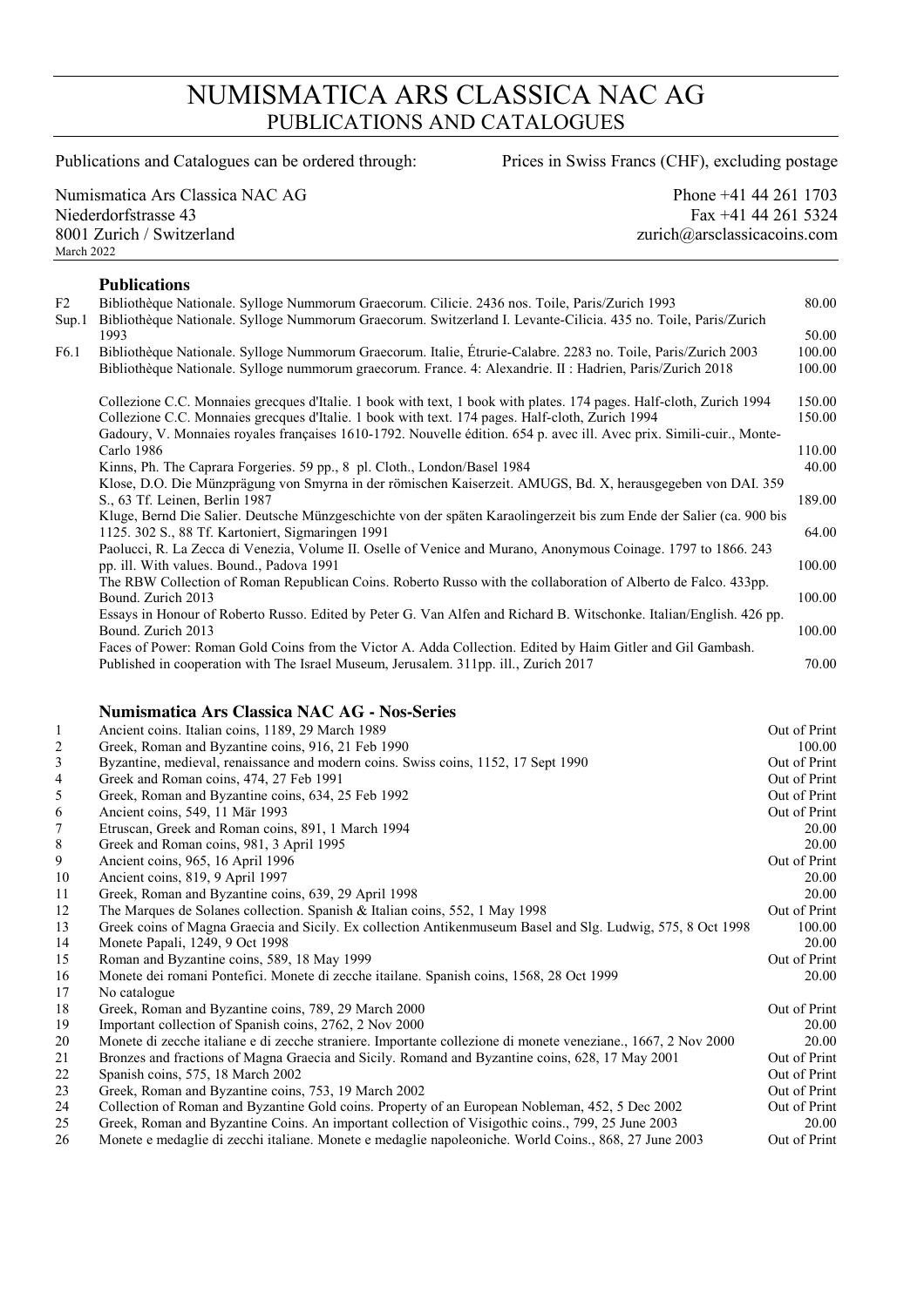# NUMISMATICA ARS CLASSICA NAC AG
## PUBLICATIONS AND CATALOGUES

Publications and Catalogues can be ordered through: Prices in Swiss Francs (CHF), excluding postage

Numismatica Ars Classica NAC AG
Niederdorfstrasse 43
8001 Zurich / Switzerland
March 2022

Phone +41 44 261 1703
Fax +41 44 261 5324
zurich@arsclassicacoins.com

### Publications

| | | |
|---|---|---|
| F2 | Bibliothèque Nationale. Sylloge Nummorum Graecorum. Cilicie. 2436 nos. Toile, Paris/Zurich 1993 | 80.00 |
| Sup.1 | Bibliothèque Nationale. Sylloge Nummorum Graecorum. Switzerland I. Levante-Cilicia. 435 no. Toile, Paris/Zurich 1993 | 50.00 |
| F6.1 | Bibliothèque Nationale. Sylloge Nummorum Graecorum. Italie, Étrurie-Calabre. 2283 no. Toile, Paris/Zurich 2003 | 100.00 |
| | Bibliothèque Nationale. Sylloge nummorum graecorum. France. 4: Alexandrie. II : Hadrien, Paris/Zurich 2018 | 100.00 |
| | Collezione C.C. Monnaies grecques d'Italie. 1 book with text, 1 book with plates. 174 pages. Half-cloth, Zurich 1994 | 150.00 |
| | Collezione C.C. Monnaies grecques d'Italie. 1 book with text. 174 pages. Half-cloth, Zurich 1994 | 150.00 |
| | Gadoury, V. Monnaies royales françaises 1610-1792. Nouvelle édition. 654 p. avec ill. Avec prix. Simili-cuir., Monte-Carlo 1986 | 110.00 |
| | Kinns, Ph. The Caprara Forgeries. 59 pp., 8 pl. Cloth., London/Basel 1984 | 40.00 |
| | Klose, D.O. Die Münzprägung von Smyrna in der römischen Kaiserzeit. AMUGS, Bd. X, herausgegeben von DAI. 359 S., 63 Tf. Leinen, Berlin 1987 | 189.00 |
| | Kluge, Bernd Die Salier. Deutsche Münzgeschichte von der späten Karaolingerzeit bis zum Ende der Salier (ca. 900 bis 1125. 302 S., 88 Tf. Kartoniert, Sigmaringen 1991 | 64.00 |
| | Paolucci, R. La Zecca di Venezia, Volume II. Oselle of Venice and Murano, Anonymous Coinage. 1797 to 1866. 243 pp. ill. With values. Bound., Padova 1991 | 100.00 |
| | The RBW Collection of Roman Republican Coins. Roberto Russo with the collaboration of Alberto de Falco. 433pp. Bound. Zurich 2013 | 100.00 |
| | Essays in Honour of Roberto Russo. Edited by Peter G. Van Alfen and Richard B. Witschonke. Italian/English. 426 pp. Bound. Zurich 2013 | 100.00 |
| | Faces of Power: Roman Gold Coins from the Victor A. Adda Collection. Edited by Haim Gitler and Gil Gambash. Published in cooperation with The Israel Museum, Jerusalem. 311pp. ill., Zurich 2017 | 70.00 |

### Numismatica Ars Classica NAC AG - Nos-Series

| | | |
|---|---|---|
| 1 | Ancient coins. Italian coins, 1189, 29 March 1989 | Out of Print |
| 2 | Greek, Roman and Byzantine coins, 916, 21 Feb 1990 | 100.00 |
| 3 | Byzantine, medieval, renaissance and modern coins. Swiss coins, 1152, 17 Sept 1990 | Out of Print |
| 4 | Greek and Roman coins, 474, 27 Feb 1991 | Out of Print |
| 5 | Greek, Roman and Byzantine coins, 634, 25 Feb 1992 | Out of Print |
| 6 | Ancient coins, 549, 11 Mär 1993 | Out of Print |
| 7 | Etruscan, Greek and Roman coins, 891, 1 March 1994 | 20.00 |
| 8 | Greek and Roman coins, 981, 3 April 1995 | 20.00 |
| 9 | Ancient coins, 965, 16 April 1996 | Out of Print |
| 10 | Ancient coins, 819, 9 April 1997 | 20.00 |
| 11 | Greek, Roman and Byzantine coins, 639, 29 April 1998 | 20.00 |
| 12 | The Marques de Solanes collection. Spanish & Italian coins, 552, 1 May 1998 | Out of Print |
| 13 | Greek coins of Magna Graecia and Sicily. Ex collection Antikenmuseum Basel and Slg. Ludwig, 575, 8 Oct 1998 | 100.00 |
| 14 | Monete Papali, 1249, 9 Oct 1998 | 20.00 |
| 15 | Roman and Byzantine coins, 589, 18 May 1999 | Out of Print |
| 16 | Monete dei romani Pontefici. Monete di zecche itailane. Spanish coins, 1568, 28 Oct 1999 | 20.00 |
| 17 | No catalogue | |
| 18 | Greek, Roman and Byzantine coins, 789, 29 March 2000 | Out of Print |
| 19 | Important collection of Spanish coins, 2762, 2 Nov 2000 | 20.00 |
| 20 | Monete di zecche italiane e di zecche straniere. Importante collezione di monete veneziane., 1667, 2 Nov 2000 | 20.00 |
| 21 | Bronzes and fractions of Magna Graecia and Sicily. Romand and Byzantine coins, 628, 17 May 2001 | Out of Print |
| 22 | Spanish coins, 575, 18 March 2002 | Out of Print |
| 23 | Greek, Roman and Byzantine coins, 753, 19 March 2002 | Out of Print |
| 24 | Collection of Roman and Byzantine Gold coins. Property of an European Nobleman, 452, 5 Dec 2002 | Out of Print |
| 25 | Greek, Roman and Byzantine Coins. An important collection of Visigothic coins., 799, 25 June 2003 | 20.00 |
| 26 | Monete e medaglie di zecchi italiane. Monete e medaglie napoleoniche. World Coins., 868, 27 June 2003 | Out of Print |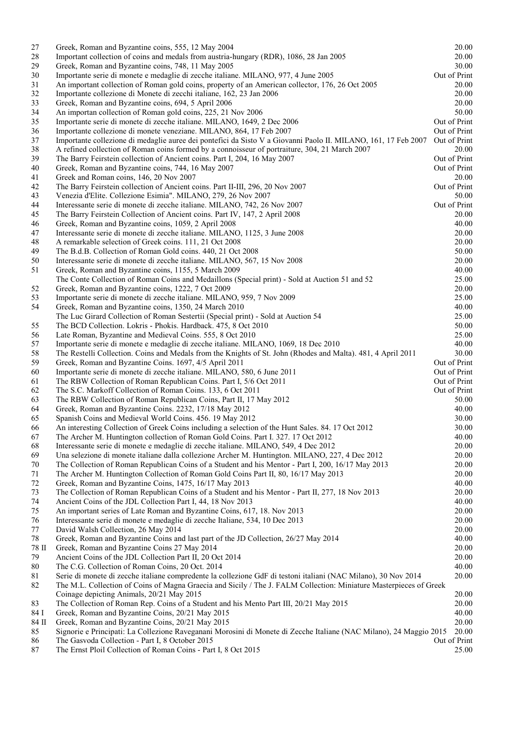| | | |
|---|---|---|
| 27 | Greek, Roman and Byzantine coins, 555, 12 May 2004 | 20.00 |
| 28 | Important collection of coins and medals from austria-hungary (RDR), 1086, 28 Jan 2005 | 20.00 |
| 29 | Greek, Roman and Byzantine coins, 748, 11 May 2005 | 30.00 |
| 30 | Importante serie di monete e medaglie di zecche italiane. MILANO, 977, 4 June 2005 | Out of Print |
| 31 | An important collection of Roman gold coins, property of an American collector, 176, 26 Oct 2005 | 20.00 |
| 32 | Importante collezione di Monete di zecchi italiane, 162, 23 Jan 2006 | 20.00 |
| 33 | Greek, Roman and Byzantine coins, 694, 5 April 2006 | 20.00 |
| 34 | An importan collection of Roman gold coins, 225, 21 Nov 2006 | 50.00 |
| 35 | Importante serie di monete di zecche italiane. MILANO, 1649, 2 Dec 2006 | Out of Print |
| 36 | Importante collezione di monete veneziane. MILANO, 864, 17 Feb 2007 | Out of Print |
| 37 | Importante collezione di medaglie auree dei pontefici da Sisto V a Giovanni Paolo II. MILANO, 161, 17 Feb 2007 | Out of Print |
| 38 | A refined collection of Roman coins formed by a connoisseur of portraiture, 304, 21 March 2007 | 20.00 |
| 39 | The Barry Feirstein collection of Ancient coins. Part I, 204, 16 May 2007 | Out of Print |
| 40 | Greek, Roman and Byzantine coins, 744, 16 May 2007 | Out of Print |
| 41 | Greek and Roman coins, 146, 20 Nov 2007 | 20.00 |
| 42 | The Barry Feirstein collection of Ancient coins. Part II-III, 296, 20 Nov 2007 | Out of Print |
| 43 | Venezia d'Elite. Collezione Esimia". MILANO, 279, 26 Nov 2007 | 50.00 |
| 44 | Interessante serie di monete di zecche italiane. MILANO, 742, 26 Nov 2007 | Out of Print |
| 45 | The Barry Feirstein Collection of Ancient coins. Part IV, 147, 2 April 2008 | 20.00 |
| 46 | Greek, Roman and Byzantine coins, 1059, 2 April 2008 | 40.00 |
| 47 | Interessante serie di monete di zecche italiane. MILANO, 1125, 3 June 2008 | 20.00 |
| 48 | A remarkable selection of Greek coins. 111, 21 Oct 2008 | 20.00 |
| 49 | The B.d.B. Collection of Roman Gold coins. 440, 21 Oct 2008 | 50.00 |
| 50 | Interessante serie di monete di zecche italiane. MILANO, 567, 15 Nov 2008 | 20.00 |
| 51 | Greek, Roman and Byzantine coins, 1155, 5 March 2009 | 40.00 |
| | The Conte Collection of Roman Coins and Medaillons (Special print) - Sold at Auction 51 and 52 | 25.00 |
| 52 | Greek, Roman and Byzantine coins, 1222, 7 Oct 2009 | 20.00 |
| 53 | Importante serie di monete di zecche italiane. MILANO, 959, 7 Nov 2009 | 25.00 |
| 54 | Greek, Roman and Byzantine coins, 1350, 24 March 2010 | 40.00 |
| | The Luc Girard Collection of Roman Sestertii (Special print) - Sold at Auction 54 | 25.00 |
| 55 | The BCD Collection. Lokris - Phokis. Hardback. 475, 8 Oct 2010 | 50.00 |
| 56 | Late Roman, Byzantine and Medieval Coins. 555, 8 Oct 2010 | 25.00 |
| 57 | Importante serie di monete e medaglie di zecche italiane. MILANO, 1069, 18 Dec 2010 | 40.00 |
| 58 | The Restelli Collection. Coins and Medals from the Knights of St. John (Rhodes and Malta). 481, 4 April 2011 | 30.00 |
| 59 | Greek, Roman and Byzantine Coins. 1697, 4/5 April 2011 | Out of Print |
| 60 | Importante serie di monete di zecche italiane. MILANO, 580, 6 June 2011 | Out of Print |
| 61 | The RBW Collection of Roman Republican Coins. Part I, 5/6 Oct 2011 | Out of Print |
| 62 | The S.C. Markoff Collection of Roman Coins. 133, 6 Oct 2011 | Out of Print |
| 63 | The RBW Collection of Roman Republican Coins, Part II, 17 May 2012 | 50.00 |
| 64 | Greek, Roman and Byzantine Coins. 2232, 17/18 May 2012 | 40.00 |
| 65 | Spanish Coins and Medieval World Coins. 456. 19 May 2012 | 30.00 |
| 66 | An interesting Collection of Greek Coins including a selection of the Hunt Sales. 84. 17 Oct 2012 | 30.00 |
| 67 | The Archer M. Huntington collection of Roman Gold Coins. Part I. 327. 17 Oct 2012 | 40.00 |
| 68 | Interessante serie di monete e medaglie di zecche italiane. MILANO, 549, 4 Dec 2012 | 20.00 |
| 69 | Una selezione di monete italiane dalla collezione Archer M. Huntington. MILANO, 227, 4 Dec 2012 | 20.00 |
| 70 | The Collection of Roman Republican Coins of a Student and his Mentor - Part I, 200, 16/17 May 2013 | 20.00 |
| 71 | The Archer M. Huntington Collection of Roman Gold Coins Part II, 80, 16/17 May 2013 | 20.00 |
| 72 | Greek, Roman and Byzantine Coins, 1475, 16/17 May 2013 | 40.00 |
| 73 | The Collection of Roman Republican Coins of a Student and his Mentor - Part II, 277, 18 Nov 2013 | 20.00 |
| 74 | Ancient Coins of the JDL Collection Part I, 44, 18 Nov 2013 | 40.00 |
| 75 | An important series of Late Roman and Byzantine Coins, 617, 18. Nov 2013 | 20.00 |
| 76 | Interessante serie di monete e medaglie di zecche Italiane, 534, 10 Dec 2013 | 20.00 |
| 77 | David Walsh Collection, 26 May 2014 | 20.00 |
| 78 | Greek, Roman and Byzantine Coins and last part of the JD Collection, 26/27 May 2014 | 40.00 |
| 78 II | Greek, Roman and Byzantine Coins 27 May 2014 | 20.00 |
| 79 | Ancient Coins of the JDL Collection Part II, 20 Oct 2014 | 20.00 |
| 80 | The C.G. Collection of Roman Coins, 20 Oct. 2014 | 40.00 |
| 81 | Serie di monete di zecche italiane compredente la collezione GdF di testoni italiani (NAC Milano), 30 Nov 2014 | 20.00 |
| 82 | The M.L. Collection of Coins of Magna Graecia and Sicily / The J. FALM Collection: Miniature Masterpieces of Greek Coinage depicting Animals, 20/21 May 2015 | 20.00 |
| 83 | The Collection of Roman Rep. Coins of a Student and his Mento Part III, 20/21 May 2015 | 20.00 |
| 84 I | Greek, Roman and Byzantine Coins, 20/21 May 2015 | 40.00 |
| 84 II | Greek, Roman and Byzantine Coins, 20/21 May 2015 | 20.00 |
| 85 | Signorie e Principati: La Collezione Raveganani Morosini di Monete di Zecche Italiane (NAC Milano), 24 Maggio 2015 | 20.00 |
| 86 | The Gasvoda Collection - Part I, 8 October 2015 | Out of Print |
| 87 | The Ernst Ploil Collection of Roman Coins - Part I, 8 Oct 2015 | 25.00 |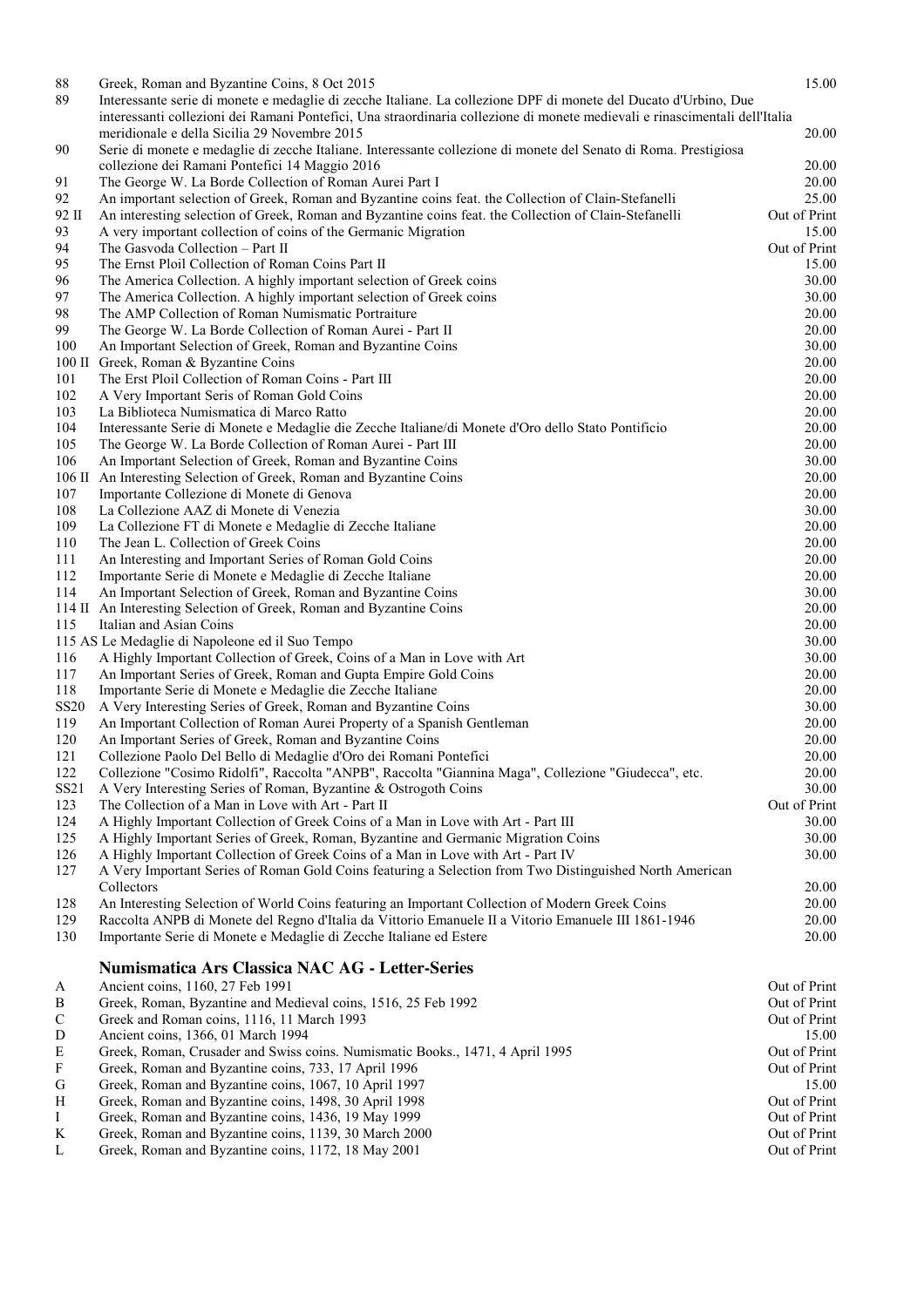| | | |
|---|---|---|
| 88 | Greek, Roman and Byzantine Coins, 8 Oct 2015 | 15.00 |
| 89 | Interessante serie di monete e medaglie di zecche Italiane. La collezione DPF di monete del Ducato d'Urbino, Due interessanti collezioni dei Ramani Pontefici, Una straordinaria collezione di monete medievali e rinascimentali dell'Italia meridionale e della Sicilia 29 Novembre 2015 | 20.00 |
| 90 | Serie di monete e medaglie di zecche Italiane. Interessante collezione di monete del Senato di Roma. Prestigiosa collezione dei Ramani Pontefici 14 Maggio 2016 | 20.00 |
| 91 | The George W. La Borde Collection of Roman Aurei Part I | 20.00 |
| 92 | An important selection of Greek, Roman and Byzantine coins feat. the Collection of Clain-Stefanelli | 25.00 |
| 92 II | An interesting selection of Greek, Roman and Byzantine coins feat. the Collection of Clain-Stefanelli | Out of Print |
| 93 | A very important collection of coins of the Germanic Migration | 15.00 |
| 94 | The Gasvoda Collection – Part II | Out of Print |
| 95 | The Ernst Ploil Collection of Roman Coins Part II | 15.00 |
| 96 | The America Collection. A highly important selection of Greek coins | 30.00 |
| 97 | The America Collection. A highly important selection of Greek coins | 30.00 |
| 98 | The AMP Collection of Roman Numismatic Portraiture | 20.00 |
| 99 | The George W. La Borde Collection of Roman Aurei - Part II | 20.00 |
| 100 | An Important Selection of Greek, Roman and Byzantine Coins | 30.00 |
| 100 II | Greek, Roman & Byzantine Coins | 20.00 |
| 101 | The Erst Ploil Collection of Roman Coins - Part III | 20.00 |
| 102 | A Very Important Seris of Roman Gold Coins | 20.00 |
| 103 | La Biblioteca Numismatica di Marco Ratto | 20.00 |
| 104 | Interessante Serie di Monete e Medaglie die Zecche Italiane/di Monete d'Oro dello Stato Pontificio | 20.00 |
| 105 | The George W. La Borde Collection of Roman Aurei - Part III | 20.00 |
| 106 | An Important Selection of Greek, Roman and Byzantine Coins | 30.00 |
| 106 II | An Interesting Selection of Greek, Roman and Byzantine Coins | 20.00 |
| 107 | Importante Collezione di Monete di Genova | 20.00 |
| 108 | La Collezione AAZ di Monete di Venezia | 30.00 |
| 109 | La Collezione FT di Monete e Medaglie di Zecche Italiane | 20.00 |
| 110 | The Jean L. Collection of Greek Coins | 20.00 |
| 111 | An Interesting and Important Series of Roman Gold Coins | 20.00 |
| 112 | Importante Serie di Monete e Medaglie di Zecche Italiane | 20.00 |
| 114 | An Important Selection of Greek, Roman and Byzantine Coins | 30.00 |
| 114 II | An Interesting Selection of Greek, Roman and Byzantine Coins | 20.00 |
| 115 | Italian and Asian Coins | 20.00 |
| 115 AS | Le Medaglie di Napoleone ed il Suo Tempo | 30.00 |
| 116 | A Highly Important Collection of Greek, Coins of a Man in Love with Art | 30.00 |
| 117 | An Important Series of Greek, Roman and Gupta Empire Gold Coins | 20.00 |
| 118 | Importante Serie di Monete e Medaglie die Zecche Italiane | 20.00 |
| SS20 | A Very Interesting Series of Greek, Roman and Byzantine Coins | 30.00 |
| 119 | An Important Collection of Roman Aurei Property of a Spanish Gentleman | 20.00 |
| 120 | An Important Series of Greek, Roman and Byzantine Coins | 20.00 |
| 121 | Collezione Paolo Del Bello di Medaglie d'Oro dei Romani Pontefici | 20.00 |
| 122 | Collezione "Cosimo Ridolfi", Raccolta "ANPB", Raccolta "Giannina Maga", Collezione "Giudecca", etc. | 20.00 |
| SS21 | A Very Interesting Series of Roman, Byzantine & Ostrogoth Coins | 30.00 |
| 123 | The Collection of a Man in Love with Art - Part II | Out of Print |
| 124 | A Highly Important Collection of Greek Coins of a Man in Love with Art - Part III | 30.00 |
| 125 | A Highly Important Series of Greek, Roman, Byzantine and Germanic Migration Coins | 30.00 |
| 126 | A Highly Important Collection of Greek Coins of a Man in Love with Art - Part IV | 30.00 |
| 127 | A Very Important Series of Roman Gold Coins featuring a Selection from Two Distinguished North American Collectors | 20.00 |
| 128 | An Interesting Selection of World Coins featuring an Important Collection of Modern Greek Coins | 20.00 |
| 129 | Raccolta ANPB di Monete del Regno d'Italia da Vittorio Emanuele II a Vitorio Emanuele III 1861-1946 | 20.00 |
| 130 | Importante Serie di Monete e Medaglie di Zecche Italiane ed Estere | 20.00 |

## Numismatica Ars Classica NAC AG - Letter-Series

| | | |
|---|---|---|
| A | Ancient coins, 1160, 27 Feb 1991 | Out of Print |
| B | Greek, Roman, Byzantine and Medieval coins, 1516, 25 Feb 1992 | Out of Print |
| C | Greek and Roman coins, 1116, 11 March 1993 | Out of Print |
| D | Ancient coins, 1366, 01 March 1994 | 15.00 |
| E | Greek, Roman, Crusader and Swiss coins. Numismatic Books., 1471, 4 April 1995 | Out of Print |
| F | Greek, Roman and Byzantine coins, 733, 17 April 1996 | Out of Print |
| G | Greek, Roman and Byzantine coins, 1067, 10 April 1997 | 15.00 |
| H | Greek, Roman and Byzantine coins, 1498, 30 April 1998 | Out of Print |
| I | Greek, Roman and Byzantine coins, 1436, 19 May 1999 | Out of Print |
| K | Greek, Roman and Byzantine coins, 1139, 30 March 2000 | Out of Print |
| L | Greek, Roman and Byzantine coins, 1172, 18 May 2001 | Out of Print |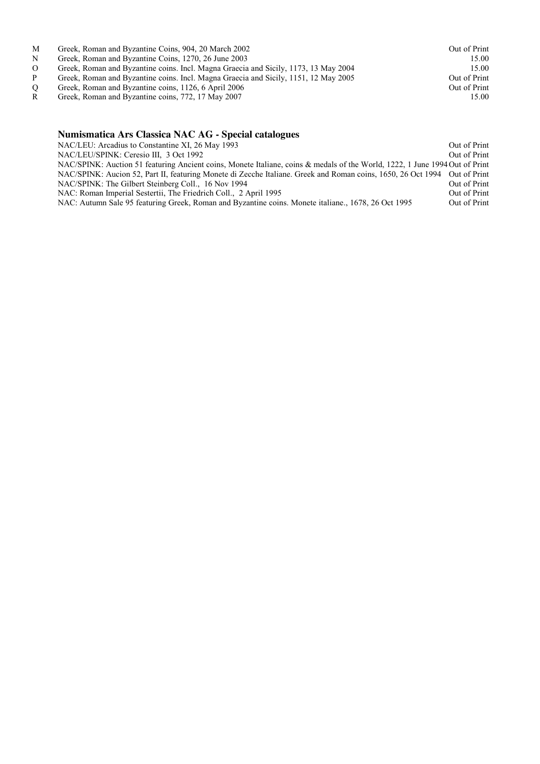| | | |
|---|---|---|
| M | Greek, Roman and Byzantine Coins, 904, 20 March 2002 | Out of Print |
| N | Greek, Roman and Byzantine Coins, 1270, 26 June 2003 | 15.00 |
| O | Greek, Roman and Byzantine coins. Incl. Magna Graecia and Sicily, 1173, 13 May 2004 | 15.00 |
| P | Greek, Roman and Byzantine coins. Incl. Magna Graecia and Sicily, 1151, 12 May 2005 | Out of Print |
| Q | Greek, Roman and Byzantine coins, 1126, 6 April 2006 | Out of Print |
| R | Greek, Roman and Byzantine coins, 772, 17 May 2007 | 15.00 |

## Numismatica Ars Classica NAC AG - Special catalogues

| | |
|---|---|
| NAC/LEU: Arcadius to Constantine XI, 26 May 1993 | Out of Print |
| NAC/LEU/SPINK: Ceresio III, 3 Oct 1992 | Out of Print |
| NAC/SPINK: Auction 51 featuring Ancient coins, Monete Italiane, coins & medals of the World, 1222, 1 June 1994 | Out of Print |
| NAC/SPINK: Aucion 52, Part II, featuring Monete di Zecche Italiane. Greek and Roman coins, 1650, 26 Oct 1994 | Out of Print |
| NAC/SPINK: The Gilbert Steinberg Coll., 16 Nov 1994 | Out of Print |
| NAC: Roman Imperial Sestertii, The Friedrich Coll., 2 April 1995 | Out of Print |
| NAC: Autumn Sale 95 featuring Greek, Roman and Byzantine coins. Monete italiane., 1678, 26 Oct 1995 | Out of Print |